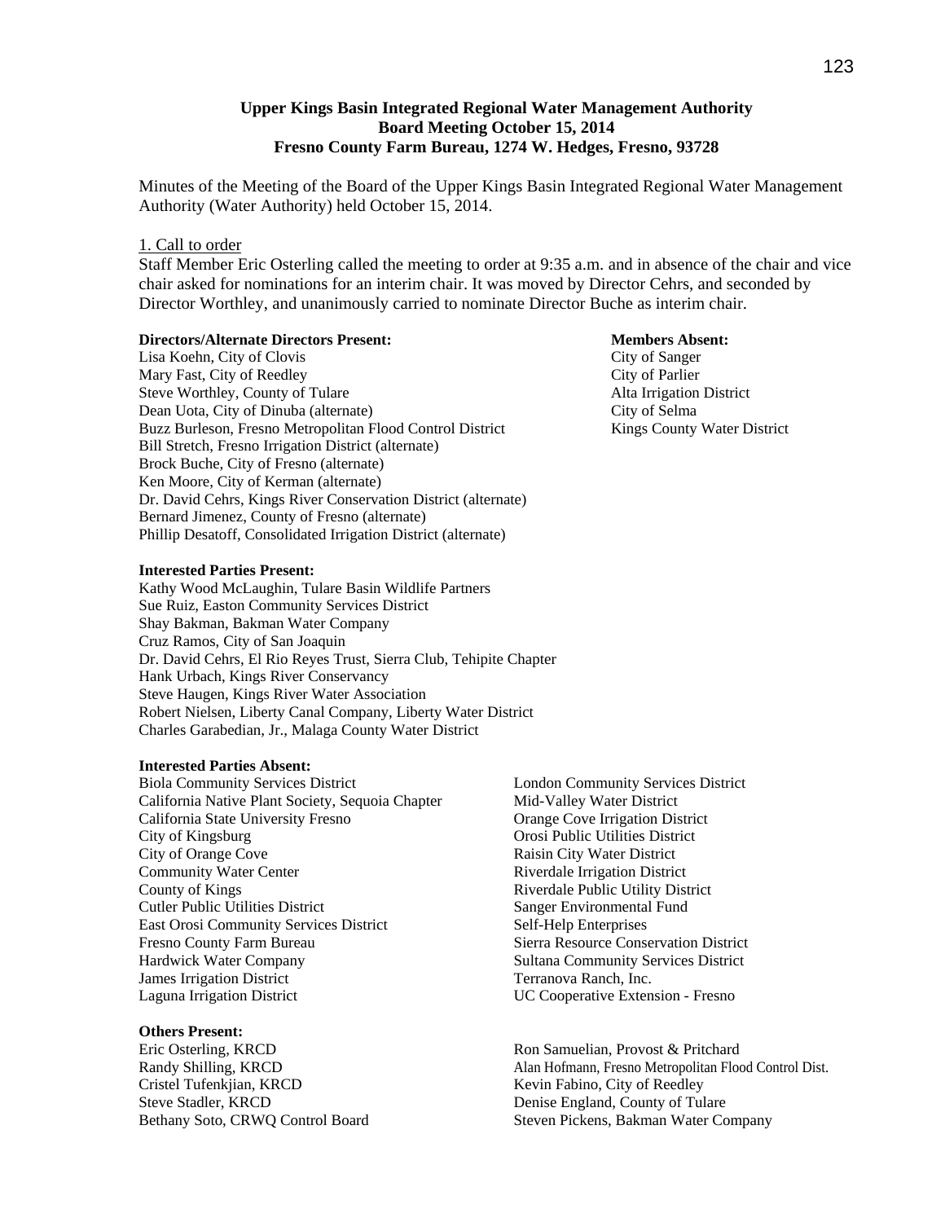**Upper Kings Basin Integrated Regional Water Management Authority**
**Board Meeting October 15, 2014**
**Fresno County Farm Bureau, 1274 W. Hedges, Fresno, 93728**

Minutes of the Meeting of the Board of the Upper Kings Basin Integrated Regional Water Management Authority (Water Authority) held October 15, 2014.

1. Call to order

Staff Member Eric Osterling called the meeting to order at 9:35 a.m. and in absence of the chair and vice chair asked for nominations for an interim chair. It was moved by Director Cehrs, and seconded by Director Worthley, and unanimously carried to nominate Director Buche as interim chair.

**Directors/Alternate Directors Present:**

Lisa Koehn, City of Clovis
Mary Fast, City of Reedley
Steve Worthley, County of Tulare
Dean Uota, City of Dinuba (alternate)
Buzz Burleson, Fresno Metropolitan Flood Control District
Bill Stretch, Fresno Irrigation District (alternate)
Brock Buche, City of Fresno (alternate)
Ken Moore, City of Kerman (alternate)
Dr. David Cehrs, Kings River Conservation District (alternate)
Bernard Jimenez, County of Fresno (alternate)
Phillip Desatoff, Consolidated Irrigation District (alternate)

**Members Absent:**

City of Sanger
City of Parlier
Alta Irrigation District
City of Selma
Kings County Water District

**Interested Parties Present:**

Kathy Wood McLaughin, Tulare Basin Wildlife Partners
Sue Ruiz, Easton Community Services District
Shay Bakman, Bakman Water Company
Cruz Ramos, City of San Joaquin
Dr. David Cehrs, El Rio Reyes Trust, Sierra Club, Tehipite Chapter
Hank Urbach, Kings River Conservancy
Steve Haugen, Kings River Water Association
Robert Nielsen, Liberty Canal Company, Liberty Water District
Charles Garabedian, Jr., Malaga County Water District

**Interested Parties Absent:**

Biola Community Services District
California Native Plant Society, Sequoia Chapter
California State University Fresno
City of Kingsburg
City of Orange Cove
Community Water Center
County of Kings
Cutler Public Utilities District
East Orosi Community Services District
Fresno County Farm Bureau
Hardwick Water Company
James Irrigation District
Laguna Irrigation District
London Community Services District
Mid-Valley Water District
Orange Cove Irrigation District
Orosi Public Utilities District
Raisin City Water District
Riverdale Irrigation District
Riverdale Public Utility District
Sanger Environmental Fund
Self-Help Enterprises
Sierra Resource Conservation District
Sultana Community Services District
Terranova Ranch, Inc.
UC Cooperative Extension - Fresno

**Others Present:**

Eric Osterling, KRCD
Randy Shilling, KRCD
Cristel Tufenkjian, KRCD
Steve Stadler, KRCD
Bethany Soto, CRWQ Control Board
Ron Samuelian, Provost & Pritchard
Alan Hofmann, Fresno Metropolitan Flood Control Dist.
Kevin Fabino, City of Reedley
Denise England, County of Tulare
Steven Pickens, Bakman Water Company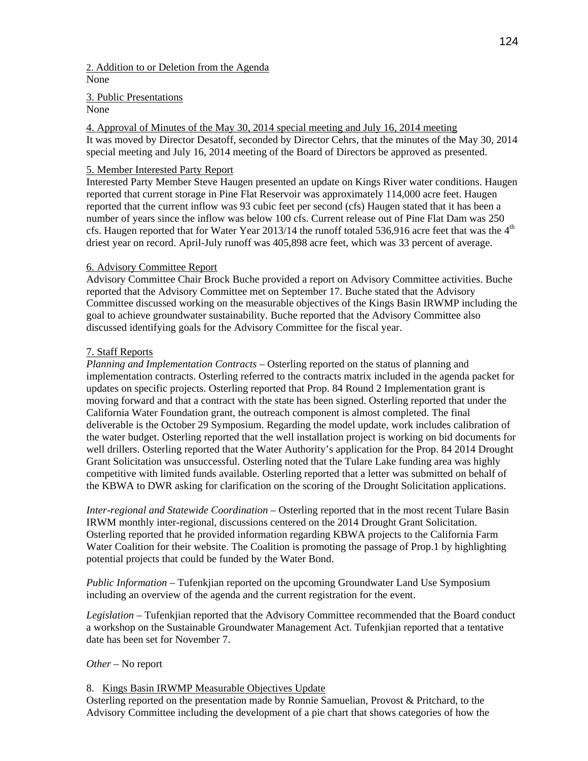2. Addition to or Deletion from the Agenda
None

3. Public Presentations
None

4. Approval of Minutes of the May 30, 2014 special meeting and July 16, 2014 meeting
It was moved by Director Desatoff, seconded by Director Cehrs, that the minutes of the May 30, 2014 special meeting and July 16, 2014 meeting of the Board of Directors be approved as presented.

5. Member Interested Party Report
Interested Party Member Steve Haugen presented an update on Kings River water conditions. Haugen reported that current storage in Pine Flat Reservoir was approximately 114,000 acre feet. Haugen reported that the current inflow was 93 cubic feet per second (cfs) Haugen stated that it has been a number of years since the inflow was below 100 cfs. Current release out of Pine Flat Dam was 250 cfs. Haugen reported that for Water Year 2013/14 the runoff totaled 536,916 acre feet that was the 4th driest year on record. April-July runoff was 405,898 acre feet, which was 33 percent of average.

6. Advisory Committee Report
Advisory Committee Chair Brock Buche provided a report on Advisory Committee activities. Buche reported that the Advisory Committee met on September 17. Buche stated that the Advisory Committee discussed working on the measurable objectives of the Kings Basin IRWMP including the goal to achieve groundwater sustainability. Buche reported that the Advisory Committee also discussed identifying goals for the Advisory Committee for the fiscal year.

7. Staff Reports
*Planning and Implementation Contracts* – Osterling reported on the status of planning and implementation contracts. Osterling referred to the contracts matrix included in the agenda packet for updates on specific projects. Osterling reported that Prop. 84 Round 2 Implementation grant is moving forward and that a contract with the state has been signed. Osterling reported that under the California Water Foundation grant, the outreach component is almost completed. The final deliverable is the October 29 Symposium. Regarding the model update, work includes calibration of the water budget. Osterling reported that the well installation project is working on bid documents for well drillers. Osterling reported that the Water Authority's application for the Prop. 84 2014 Drought Grant Solicitation was unsuccessful. Osterling noted that the Tulare Lake funding area was highly competitive with limited funds available. Osterling reported that a letter was submitted on behalf of the KBWA to DWR asking for clarification on the scoring of the Drought Solicitation applications.

*Inter-regional and Statewide Coordination* – Osterling reported that in the most recent Tulare Basin IRWM monthly inter-regional, discussions centered on the 2014 Drought Grant Solicitation. Osterling reported that he provided information regarding KBWA projects to the California Farm Water Coalition for their website. The Coalition is promoting the passage of Prop.1 by highlighting potential projects that could be funded by the Water Bond.

*Public Information* – Tufenkjian reported on the upcoming Groundwater Land Use Symposium including an overview of the agenda and the current registration for the event.

*Legislation* – Tufenkjian reported that the Advisory Committee recommended that the Board conduct a workshop on the Sustainable Groundwater Management Act. Tufenkjian reported that a tentative date has been set for November 7.

*Other* – No report

8. Kings Basin IRWMP Measurable Objectives Update
Osterling reported on the presentation made by Ronnie Samuelian, Provost & Pritchard, to the Advisory Committee including the development of a pie chart that shows categories of how the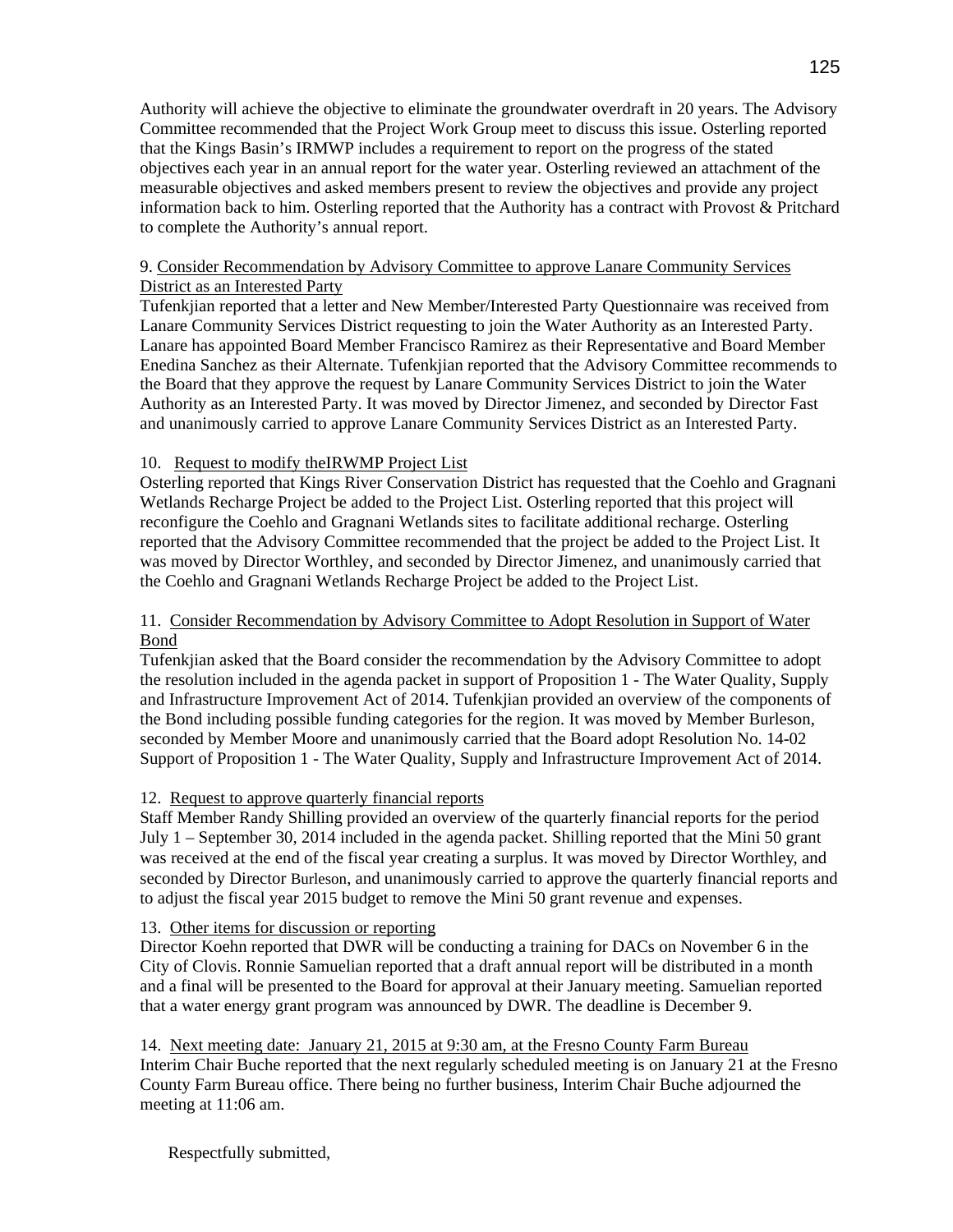Authority will achieve the objective to eliminate the groundwater overdraft in 20 years. The Advisory Committee recommended that the Project Work Group meet to discuss this issue. Osterling reported that the Kings Basin's IRMWP includes a requirement to report on the progress of the stated objectives each year in an annual report for the water year. Osterling reviewed an attachment of the measurable objectives and asked members present to review the objectives and provide any project information back to him. Osterling reported that the Authority has a contract with Provost & Pritchard to complete the Authority's annual report.

9. <u>Consider Recommendation by Advisory Committee to approve Lanare Community Services District as an Interested Party</u>

Tufenkjian reported that a letter and New Member/Interested Party Questionnaire was received from Lanare Community Services District requesting to join the Water Authority as an Interested Party. Lanare has appointed Board Member Francisco Ramirez as their Representative and Board Member Enedina Sanchez as their Alternate. Tufenkjian reported that the Advisory Committee recommends to the Board that they approve the request by Lanare Community Services District to join the Water Authority as an Interested Party. It was moved by Director Jimenez, and seconded by Director Fast and unanimously carried to approve Lanare Community Services District as an Interested Party.

10. <u>Request to modify theIRWMP Project List</u>

Osterling reported that Kings River Conservation District has requested that the Coehlo and Gragnani Wetlands Recharge Project be added to the Project List. Osterling reported that this project will reconfigure the Coehlo and Gragnani Wetlands sites to facilitate additional recharge. Osterling reported that the Advisory Committee recommended that the project be added to the Project List. It was moved by Director Worthley, and seconded by Director Jimenez, and unanimously carried that the Coehlo and Gragnani Wetlands Recharge Project be added to the Project List.

11. <u>Consider Recommendation by Advisory Committee to Adopt Resolution in Support of Water Bond</u>

Tufenkjian asked that the Board consider the recommendation by the Advisory Committee to adopt the resolution included in the agenda packet in support of Proposition 1 - The Water Quality, Supply and Infrastructure Improvement Act of 2014. Tufenkjian provided an overview of the components of the Bond including possible funding categories for the region. It was moved by Member Burleson, seconded by Member Moore and unanimously carried that the Board adopt Resolution No. 14-02 Support of Proposition 1 - The Water Quality, Supply and Infrastructure Improvement Act of 2014.

12. <u>Request to approve quarterly financial reports</u>

Staff Member Randy Shilling provided an overview of the quarterly financial reports for the period July 1 – September 30, 2014 included in the agenda packet. Shilling reported that the Mini 50 grant was received at the end of the fiscal year creating a surplus. It was moved by Director Worthley, and seconded by Director Burleson, and unanimously carried to approve the quarterly financial reports and to adjust the fiscal year 2015 budget to remove the Mini 50 grant revenue and expenses.

13. <u>Other items for discussion or reporting</u>

Director Koehn reported that DWR will be conducting a training for DACs on November 6 in the City of Clovis. Ronnie Samuelian reported that a draft annual report will be distributed in a month and a final will be presented to the Board for approval at their January meeting. Samuelian reported that a water energy grant program was announced by DWR. The deadline is December 9.

14. <u>Next meeting date: January 21, 2015 at 9:30 am, at the Fresno County Farm Bureau</u>

Interim Chair Buche reported that the next regularly scheduled meeting is on January 21 at the Fresno County Farm Bureau office. There being no further business, Interim Chair Buche adjourned the meeting at 11:06 am.

Respectfully submitted,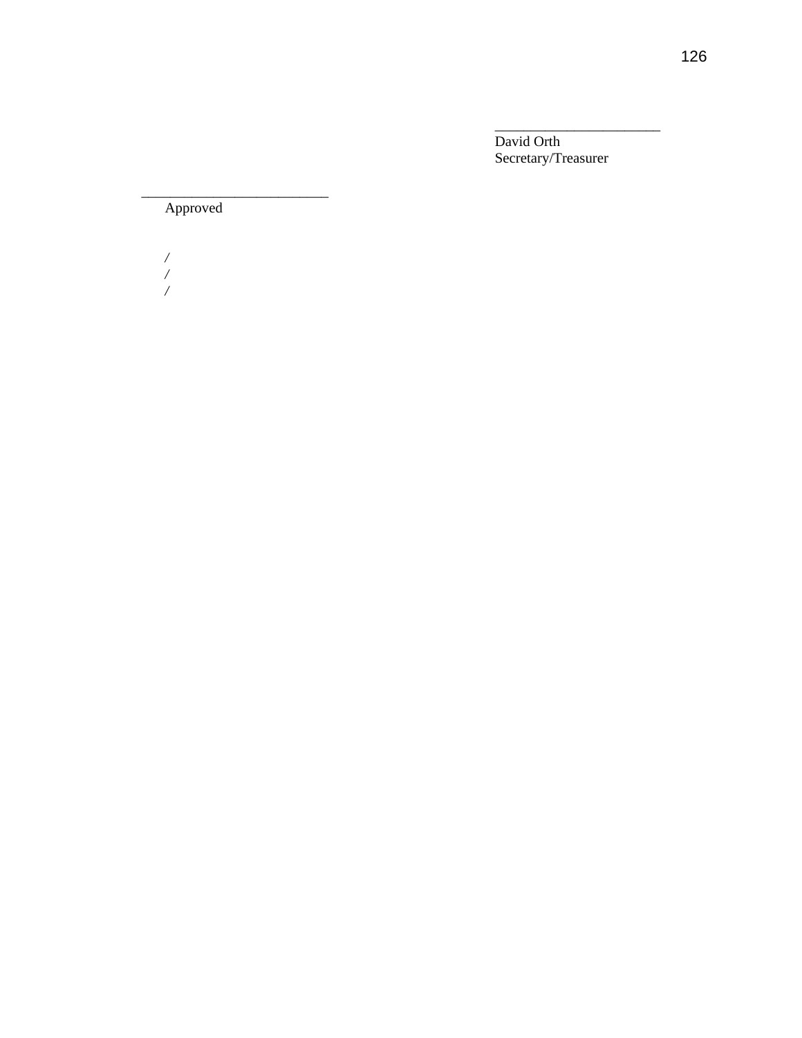_______________________
David Orth
Secretary/Treasurer

__________________________
Approved

/
/
/